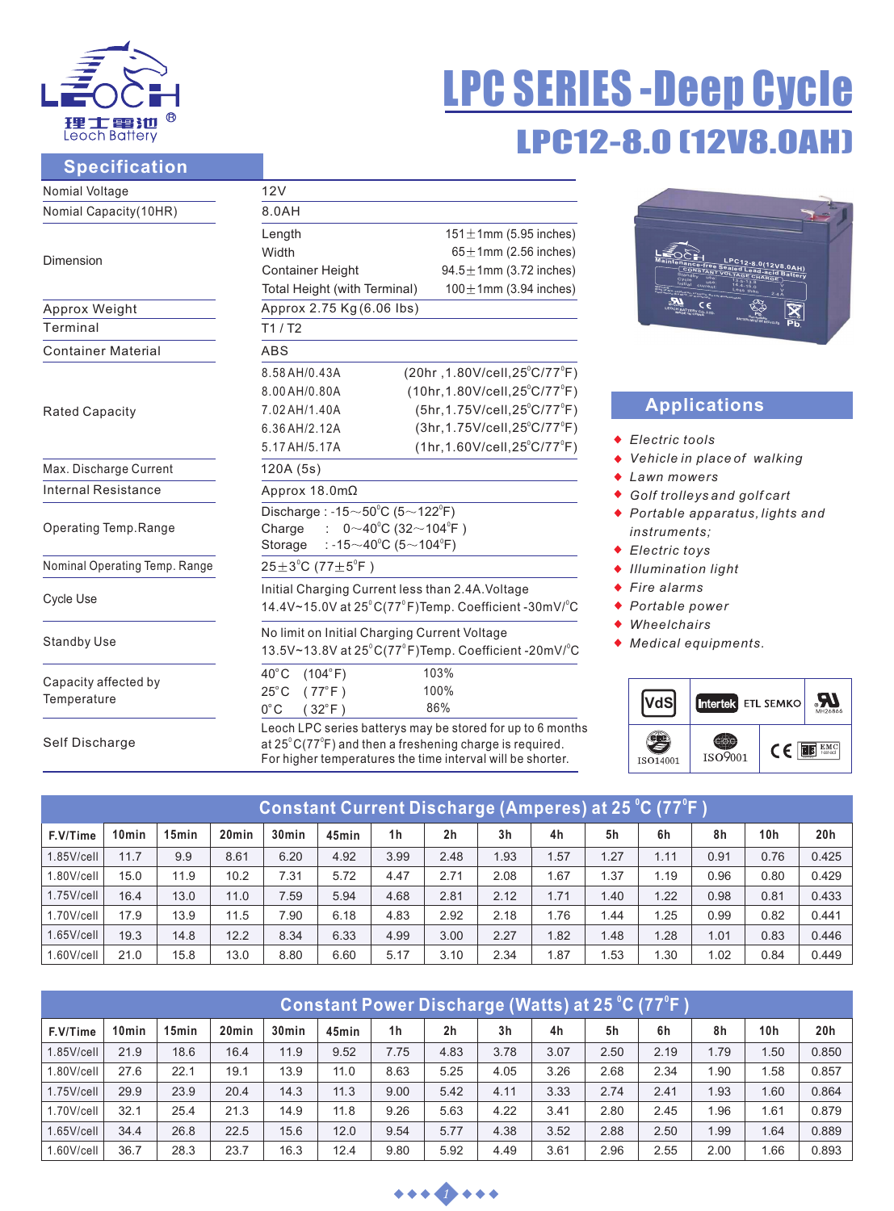# LPC SERIES -Deep Cycle

## LPC12-8.0 (12V8.0AH)

## Specification

| | |
|---|---|
| Nomial Voltage | 12V |
| Nomial Capacity(10HR) | 8.0AH |
| Dimension | Length 151±1mm (5.95 inches)<br>Width 65±1mm (2.56 inches)<br>Container Height 94.5±1mm (3.72 inches)<br>Total Height (with Terminal) 100±1mm (3.94 inches) |
| Approx Weight | Approx 2.75 Kg (6.06 lbs) |
| Terminal | T1 / T2 |
| Container Material | ABS |
| Rated Capacity | 8.58 AH/0.43A (20hr ,1.80V/cell,25°C/77°F)<br>8.00 AH/0.80A (10hr,1.80V/cell,25°C/77°F)<br>7.02 AH/1.40A (5hr,1.75V/cell,25°C/77°F)<br>6.36 AH/2.12A (3hr,1.75V/cell,25°C/77°F)<br>5.17 AH/5.17A (1hr,1.60V/cell,25°C/77°F) |
| Max. Discharge Current | 120A (5s) |
| Internal Resistance | Approx 18.0mΩ |
| Operating Temp.Range | Discharge : -15~50°C (5~122°F)<br>Charge : 0~40°C (32~104°F )<br>Storage : -15~40°C (5~104°F) |
| Nominal Operating Temp. Range | 25±3°C (77±5°F ) |
| Cycle Use | Initial Charging Current less than 2.4A.Voltage<br>14.4V~15.0V at 25°C(77°F)Temp. Coefficient -30mV/°C |
| Standby Use | No limit on Initial Charging Current Voltage<br>13.5V~13.8V at 25°C(77°F)Temp. Coefficient -20mV/°C |
| Capacity affected by Temperature | 40°C (104°F) 103%<br>25°C ( 77°F ) 100%<br>0°C ( 32°F ) 86% |
| Self Discharge | Leoch LPC series batterys may be stored for up to 6 months at 25°C(77°F) and then a freshening charge is required. For higher temperatures the time interval will be shorter. |

## Applications

- *Electric tools*
- *Vehicle in place of walking*
- *Lawn mowers*
- *Golf trolleys and golf cart*
- *Portable apparatus, lights and instruments;*
- *Electric toys*
- *Illumination light*
- *Fire alarms*
- *Portable power*
- *Wheelchairs*
- *Medical equipments.*

VdS · Intertek ETL SEMKO · UL MH26866 · ISO14001 · ISO9001 · CE · EMC

## Constant Current Discharge (Amperes) at 25°C (77°F )

| F.V/Time | 10min | 15min | 20min | 30min | 45min | 1h | 2h | 3h | 4h | 5h | 6h | 8h | 10h | 20h |
|---|---|---|---|---|---|---|---|---|---|---|---|---|---|---|
| 1.85V/cell | 11.7 | 9.9 | 8.61 | 6.20 | 4.92 | 3.99 | 2.48 | 1.93 | 1.57 | 1.27 | 1.11 | 0.91 | 0.76 | 0.425 |
| 1.80V/cell | 15.0 | 11.9 | 10.2 | 7.31 | 5.72 | 4.47 | 2.71 | 2.08 | 1.67 | 1.37 | 1.19 | 0.96 | 0.80 | 0.429 |
| 1.75V/cell | 16.4 | 13.0 | 11.0 | 7.59 | 5.94 | 4.68 | 2.81 | 2.12 | 1.71 | 1.40 | 1.22 | 0.98 | 0.81 | 0.433 |
| 1.70V/cell | 17.9 | 13.9 | 11.5 | 7.90 | 6.18 | 4.83 | 2.92 | 2.18 | 1.76 | 1.44 | 1.25 | 0.99 | 0.82 | 0.441 |
| 1.65V/cell | 19.3 | 14.8 | 12.2 | 8.34 | 6.33 | 4.99 | 3.00 | 2.27 | 1.82 | 1.48 | 1.28 | 1.01 | 0.83 | 0.446 |
| 1.60V/cell | 21.0 | 15.8 | 13.0 | 8.80 | 6.60 | 5.17 | 3.10 | 2.34 | 1.87 | 1.53 | 1.30 | 1.02 | 0.84 | 0.449 |

## Constant Power Discharge (Watts) at 25°C (77°F )

| F.V/Time | 10min | 15min | 20min | 30min | 45min | 1h | 2h | 3h | 4h | 5h | 6h | 8h | 10h | 20h |
|---|---|---|---|---|---|---|---|---|---|---|---|---|---|---|
| 1.85V/cell | 21.9 | 18.6 | 16.4 | 11.9 | 9.52 | 7.75 | 4.83 | 3.78 | 3.07 | 2.50 | 2.19 | 1.79 | 1.50 | 0.850 |
| 1.80V/cell | 27.6 | 22.1 | 19.1 | 13.9 | 11.0 | 8.63 | 5.25 | 4.05 | 3.26 | 2.68 | 2.34 | 1.90 | 1.58 | 0.857 |
| 1.75V/cell | 29.9 | 23.9 | 20.4 | 14.3 | 11.3 | 9.00 | 5.42 | 4.11 | 3.33 | 2.74 | 2.41 | 1.93 | 1.60 | 0.864 |
| 1.70V/cell | 32.1 | 25.4 | 21.3 | 14.9 | 11.8 | 9.26 | 5.63 | 4.22 | 3.41 | 2.80 | 2.45 | 1.96 | 1.61 | 0.879 |
| 1.65V/cell | 34.4 | 26.8 | 22.5 | 15.6 | 12.0 | 9.54 | 5.77 | 4.38 | 3.52 | 2.88 | 2.50 | 1.99 | 1.64 | 0.889 |
| 1.60V/cell | 36.7 | 28.3 | 23.7 | 16.3 | 12.4 | 9.80 | 5.92 | 4.49 | 3.61 | 2.96 | 2.55 | 2.00 | 1.66 | 0.893 |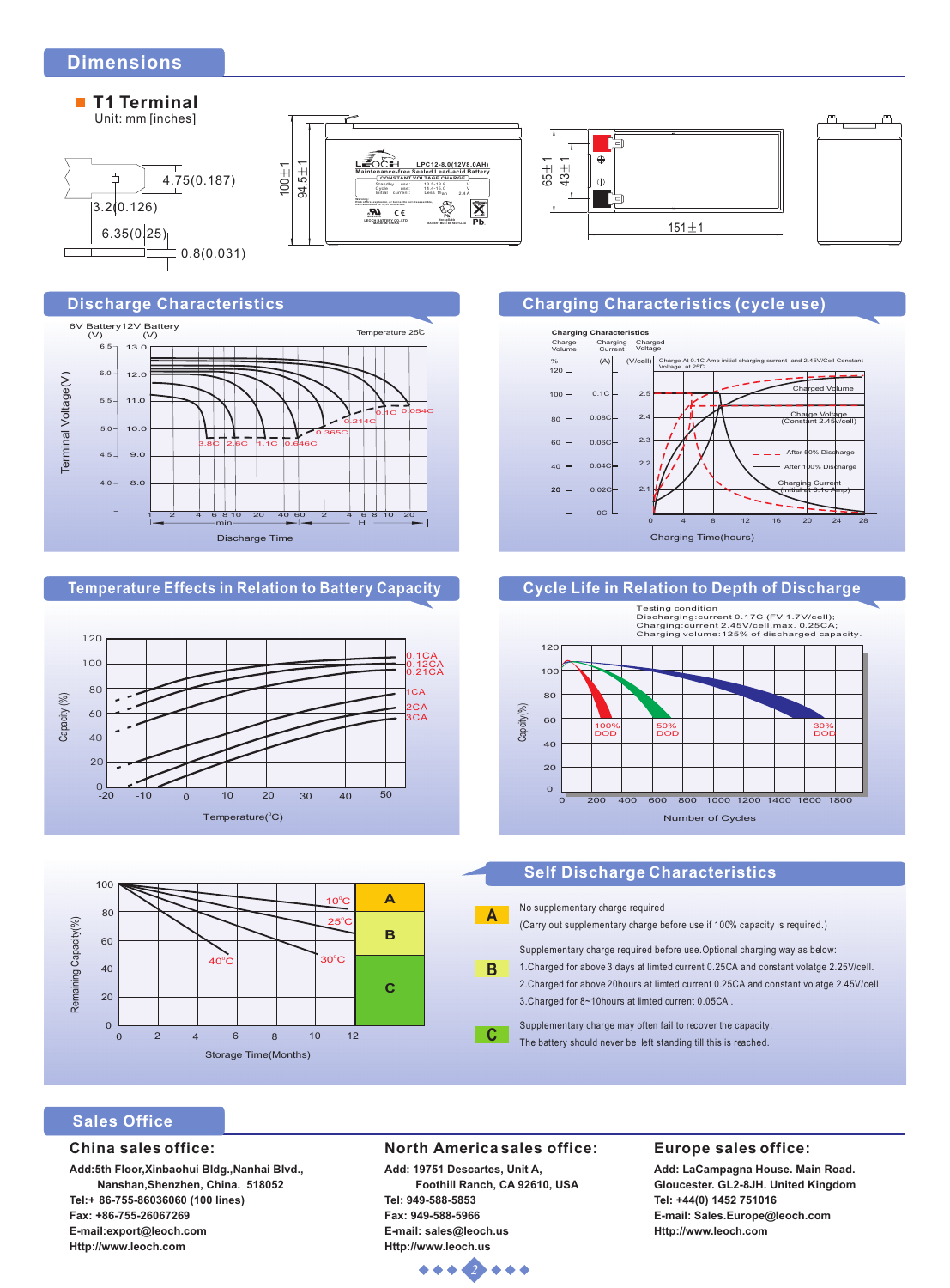## Dimensions

### T1 Terminal

Unit: mm [inches]

4.75(0.187)
3.2(0.126)
6.35(0.25)
0.8(0.031)

100±1
94.5±1
65±1
43±1
151±1

LPC12-8.0(12V8.0AH)
Maintenance-free Sealed Lead-acid Battery

## Discharge Characteristics

6V Battery 12V Battery
(V) (V)
Temperature 25C
Terminal Voltage(V)
6.5 13.0
6.0 12.0
5.5 11.0
5.0 10.0
4.5 9.0
4.0 8.0
3.8C 2.6C 1.1C 0.646C 0.365C 0.214C 0.1C 0.054C
1 2 4 6 8 10 20 40 60 2 4 6 8 10 20
min H
Discharge Time

## Charging Characteristics (cycle use)

Charging Characteristics
Charge Volume (%) | Charging Current (A) | Charged Voltage (V/cell)
Charge At 0.1C Amp initial charging current and 2.45V/Cell Constant Voltage at 25C
120 100 80 60 40 20
0.1C 0.08C 0.06C 0.04C 0.02C 0C
2.5 2.4 2.3 2.2 2.1
Charged Volume
Charge Voltage (Constant 2.45V/cell)
After 50% Discharge
After 100% Discharge
Charging Current (initial at 0.1c Amp)
0 4 8 12 16 20 24 28
Charging Time(hours)

## Temperature Effects in Relation to Battery Capacity

Capacity (%)
120 100 80 60 40 20 0
0.1CA
0.12CA
0.21CA
1CA
2CA
3CA
-20 -10 0 10 20 30 40 50
Temperature(°C)

## Cycle Life in Relation to Depth of Discharge

Testing condition
Discharging:current 0.17C (FV 1.7V/cell);
Charging:current 2.45V/cell,max. 0.25CA;
Charging volume:125% of discharged capacity.
Capacity(%)
120 100 80 60 40 20 0
100% DOD
50% DOD
30% DOD
0 200 400 600 800 1000 1200 1400 1600 1800
Number of Cycles

Remaining Capacity(%)
100 80 60 40 20 0
10°C
25°C
40°C
30°C
A
B
C
0 2 4 6 8 10 12
Storage Time(Months)

## Self Discharge Characteristics

**A** No supplementary charge required
(Carry out supplementary charge before use if 100% capacity is required.)

**B** Supplementary charge required before use. Optional charging way as below:
1.Charged for above 3 days at limted current 0.25CA and constant volatge 2.25V/cell.
2.Charged for above 20hours at limted current 0.25CA and constant volatge 2.45V/cell.
3.Charged for 8~10hours at limted current 0.05CA .

**C** Supplementary charge may often fail to recover the capacity.
The battery should never be left standing till this is reached.

## Sales Office

### China sales office:

Add:5th Floor,Xinbaohui Bldg.,Nanhai Blvd.,
Nanshan,Shenzhen, China. 518052
Tel:+ 86-755-86036060 (100 lines)
Fax: +86-755-26067269
E-mail:export@leoch.com
Http://www.leoch.com

### North America sales office:

Add: 19751 Descartes, Unit A,
Foothill Ranch, CA 92610, USA
Tel: 949-588-5853
Fax: 949-588-5966
E-mail: sales@leoch.us
Http://www.leoch.us

### Europe sales office:

Add: LaCampagna House. Main Road.
Gloucester. GL2-8JH. United Kingdom
Tel: +44(0) 1452 751016
E-mail: Sales.Europe@leoch.com
Http://www.leoch.com